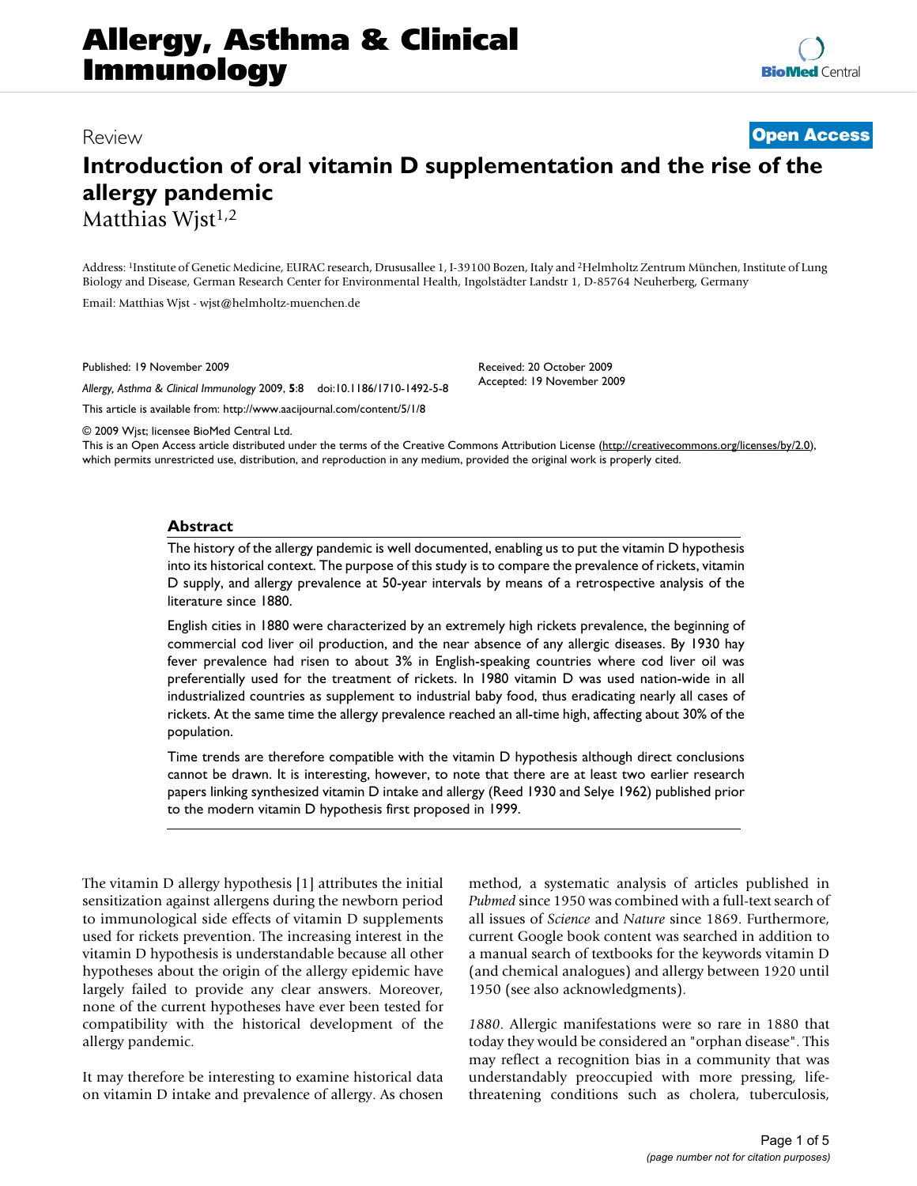# Allergy, Asthma & Clinical Immunology

Review

**Open Access**

## Introduction of oral vitamin D supplementation and the rise of the allergy pandemic

Matthias Wjst[1,2]

Address: [1]Institute of Genetic Medicine, EURAC research, Drususallee 1, I-39100 Bozen, Italy and [2]Helmholtz Zentrum München, Institute of Lung Biology and Disease, German Research Center for Environmental Health, Ingolstädter Landstr 1, D-85764 Neuherberg, Germany

Email: Matthias Wjst - wjst@helmholtz-muenchen.de

Published: 19 November 2009

*Allergy, Asthma & Clinical Immunology* 2009, **5**:8 doi:10.1186/1710-1492-5-8

Received: 20 October 2009
Accepted: 19 November 2009

This article is available from: http://www.aacijournal.com/content/5/1/8

© 2009 Wjst; licensee BioMed Central Ltd.
This is an Open Access article distributed under the terms of the Creative Commons Attribution License (http://creativecommons.org/licenses/by/2.0), which permits unrestricted use, distribution, and reproduction in any medium, provided the original work is properly cited.

### Abstract

The history of the allergy pandemic is well documented, enabling us to put the vitamin D hypothesis into its historical context. The purpose of this study is to compare the prevalence of rickets, vitamin D supply, and allergy prevalence at 50-year intervals by means of a retrospective analysis of the literature since 1880.

English cities in 1880 were characterized by an extremely high rickets prevalence, the beginning of commercial cod liver oil production, and the near absence of any allergic diseases. By 1930 hay fever prevalence had risen to about 3% in English-speaking countries where cod liver oil was preferentially used for the treatment of rickets. In 1980 vitamin D was used nation-wide in all industrialized countries as supplement to industrial baby food, thus eradicating nearly all cases of rickets. At the same time the allergy prevalence reached an all-time high, affecting about 30% of the population.

Time trends are therefore compatible with the vitamin D hypothesis although direct conclusions cannot be drawn. It is interesting, however, to note that there are at least two earlier research papers linking synthesized vitamin D intake and allergy (Reed 1930 and Selye 1962) published prior to the modern vitamin D hypothesis first proposed in 1999.

The vitamin D allergy hypothesis [1] attributes the initial sensitization against allergens during the newborn period to immunological side effects of vitamin D supplements used for rickets prevention. The increasing interest in the vitamin D hypothesis is understandable because all other hypotheses about the origin of the allergy epidemic have largely failed to provide any clear answers. Moreover, none of the current hypotheses have ever been tested for compatibility with the historical development of the allergy pandemic.

It may therefore be interesting to examine historical data on vitamin D intake and prevalence of allergy. As chosen method, a systematic analysis of articles published in *Pubmed* since 1950 was combined with a full-text search of all issues of *Science* and *Nature* since 1869. Furthermore, current Google book content was searched in addition to a manual search of textbooks for the keywords vitamin D (and chemical analogues) and allergy between 1920 until 1950 (see also acknowledgments).

*1880*. Allergic manifestations were so rare in 1880 that today they would be considered an "orphan disease". This may reflect a recognition bias in a community that was understandably preoccupied with more pressing, life-threatening conditions such as cholera, tuberculosis,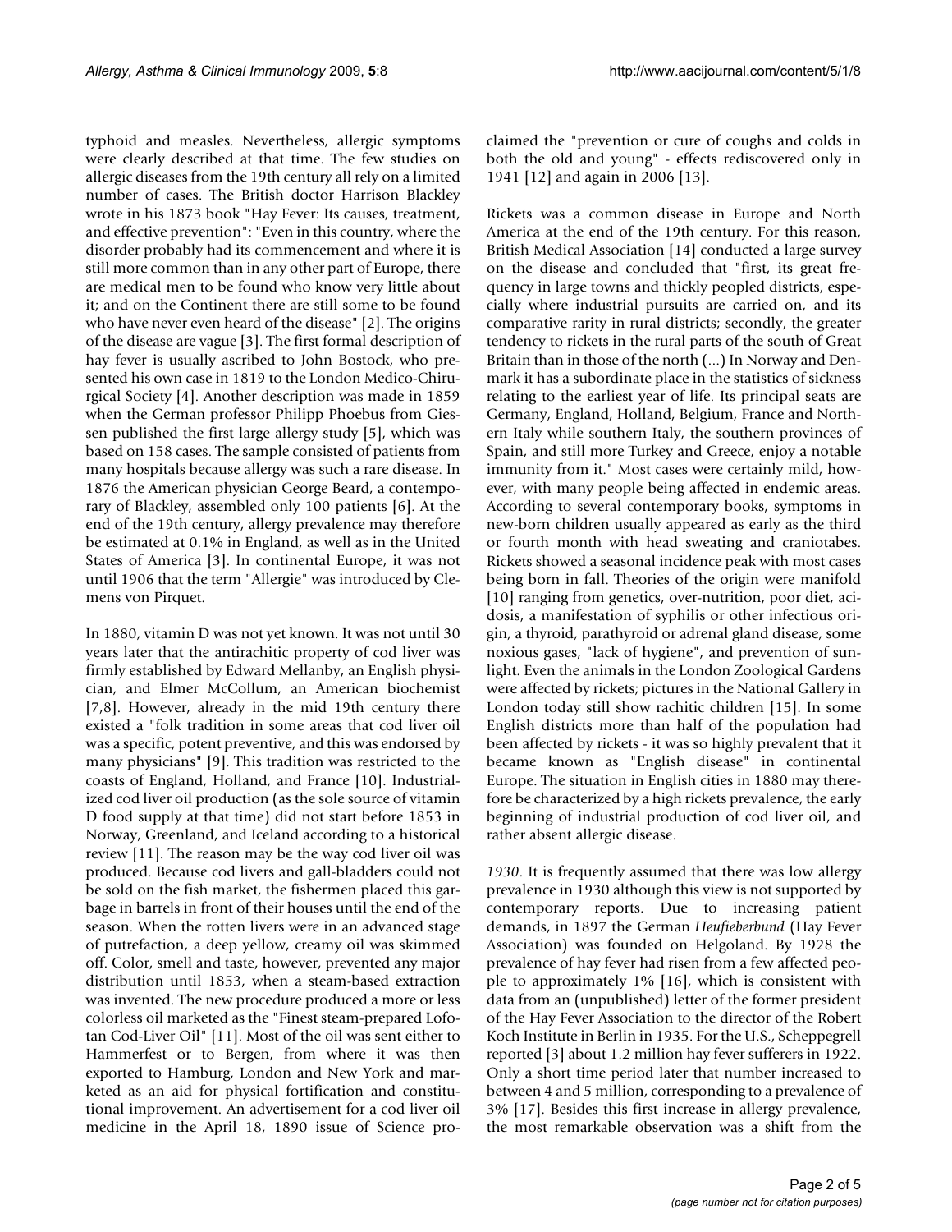typhoid and measles. Nevertheless, allergic symptoms were clearly described at that time. The few studies on allergic diseases from the 19th century all rely on a limited number of cases. The British doctor Harrison Blackley wrote in his 1873 book "Hay Fever: Its causes, treatment, and effective prevention": "Even in this country, where the disorder probably had its commencement and where it is still more common than in any other part of Europe, there are medical men to be found who know very little about it; and on the Continent there are still some to be found who have never even heard of the disease" [2]. The origins of the disease are vague [3]. The first formal description of hay fever is usually ascribed to John Bostock, who presented his own case in 1819 to the London Medico-Chirurgical Society [4]. Another description was made in 1859 when the German professor Philipp Phoebus from Giessen published the first large allergy study [5], which was based on 158 cases. The sample consisted of patients from many hospitals because allergy was such a rare disease. In 1876 the American physician George Beard, a contemporary of Blackley, assembled only 100 patients [6]. At the end of the 19th century, allergy prevalence may therefore be estimated at 0.1% in England, as well as in the United States of America [3]. In continental Europe, it was not until 1906 that the term "Allergie" was introduced by Clemens von Pirquet.

In 1880, vitamin D was not yet known. It was not until 30 years later that the antirachitic property of cod liver was firmly established by Edward Mellanby, an English physician, and Elmer McCollum, an American biochemist [7,8]. However, already in the mid 19th century there existed a "folk tradition in some areas that cod liver oil was a specific, potent preventive, and this was endorsed by many physicians" [9]. This tradition was restricted to the coasts of England, Holland, and France [10]. Industrialized cod liver oil production (as the sole source of vitamin D food supply at that time) did not start before 1853 in Norway, Greenland, and Iceland according to a historical review [11]. The reason may be the way cod liver oil was produced. Because cod livers and gall-bladders could not be sold on the fish market, the fishermen placed this garbage in barrels in front of their houses until the end of the season. When the rotten livers were in an advanced stage of putrefaction, a deep yellow, creamy oil was skimmed off. Color, smell and taste, however, prevented any major distribution until 1853, when a steam-based extraction was invented. The new procedure produced a more or less colorless oil marketed as the "Finest steam-prepared Lofotan Cod-Liver Oil" [11]. Most of the oil was sent either to Hammerfest or to Bergen, from where it was then exported to Hamburg, London and New York and marketed as an aid for physical fortification and constitutional improvement. An advertisement for a cod liver oil medicine in the April 18, 1890 issue of Science proclaimed the "prevention or cure of coughs and colds in both the old and young" - effects rediscovered only in 1941 [12] and again in 2006 [13].

Rickets was a common disease in Europe and North America at the end of the 19th century. For this reason, British Medical Association [14] conducted a large survey on the disease and concluded that "first, its great frequency in large towns and thickly peopled districts, especially where industrial pursuits are carried on, and its comparative rarity in rural districts; secondly, the greater tendency to rickets in the rural parts of the south of Great Britain than in those of the north (...) In Norway and Denmark it has a subordinate place in the statistics of sickness relating to the earliest year of life. Its principal seats are Germany, England, Holland, Belgium, France and Northern Italy while southern Italy, the southern provinces of Spain, and still more Turkey and Greece, enjoy a notable immunity from it." Most cases were certainly mild, however, with many people being affected in endemic areas. According to several contemporary books, symptoms in new-born children usually appeared as early as the third or fourth month with head sweating and craniotabes. Rickets showed a seasonal incidence peak with most cases being born in fall. Theories of the origin were manifold [10] ranging from genetics, over-nutrition, poor diet, acidosis, a manifestation of syphilis or other infectious origin, a thyroid, parathyroid or adrenal gland disease, some noxious gases, "lack of hygiene", and prevention of sunlight. Even the animals in the London Zoological Gardens were affected by rickets; pictures in the National Gallery in London today still show rachitic children [15]. In some English districts more than half of the population had been affected by rickets - it was so highly prevalent that it became known as "English disease" in continental Europe. The situation in English cities in 1880 may therefore be characterized by a high rickets prevalence, the early beginning of industrial production of cod liver oil, and rather absent allergic disease.

*1930*. It is frequently assumed that there was low allergy prevalence in 1930 although this view is not supported by contemporary reports. Due to increasing patient demands, in 1897 the German *Heufieberbund* (Hay Fever Association) was founded on Helgoland. By 1928 the prevalence of hay fever had risen from a few affected people to approximately 1% [16], which is consistent with data from an (unpublished) letter of the former president of the Hay Fever Association to the director of the Robert Koch Institute in Berlin in 1935. For the U.S., Scheppegrell reported [3] about 1.2 million hay fever sufferers in 1922. Only a short time period later that number increased to between 4 and 5 million, corresponding to a prevalence of 3% [17]. Besides this first increase in allergy prevalence, the most remarkable observation was a shift from the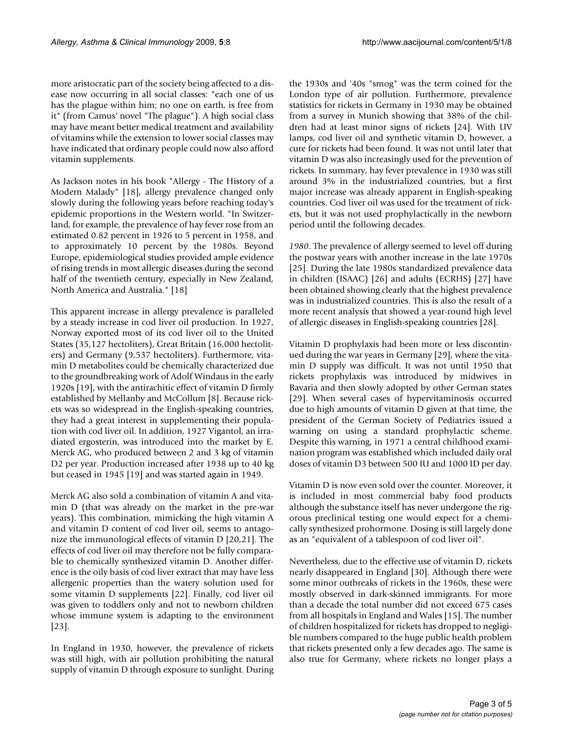more aristocratic part of the society being affected to a disease now occurring in all social classes: "each one of us has the plague within him; no one on earth, is free from it" (from Camus' novel "The plague"). A high social class may have meant better medical treatment and availability of vitamins while the extension to lower social classes may have indicated that ordinary people could now also afford vitamin supplements.

As Jackson notes in his book "Allergy - The History of a Modern Malady" [18], allergy prevalence changed only slowly during the following years before reaching today's epidemic proportions in the Western world. "In Switzerland, for example, the prevalence of hay fever rose from an estimated 0.82 percent in 1926 to 5 percent in 1958, and to approximately 10 percent by the 1980s. Beyond Europe, epidemiological studies provided ample evidence of rising trends in most allergic diseases during the second half of the twentieth century, especially in New Zealand, North America and Australia." [18]

This apparent increase in allergy prevalence is paralleled by a steady increase in cod liver oil production. In 1927, Norway exported most of its cod liver oil to the United States (35,127 hectoliters), Great Britain (16,000 hectoliters) and Germany (9,537 hectoliters). Furthermore, vitamin D metabolites could be chemically characterized due to the groundbreaking work of Adolf Windaus in the early 1920s [19], with the antirachitic effect of vitamin D firmly established by Mellanby and McCollum [8]. Because rickets was so widespread in the English-speaking countries, they had a great interest in supplementing their population with cod liver oil. In addition, 1927 Vigantol, an irradiated ergosterin, was introduced into the market by E. Merck AG, who produced between 2 and 3 kg of vitamin D2 per year. Production increased after 1938 up to 40 kg but ceased in 1945 [19] and was started again in 1949.

Merck AG also sold a combination of vitamin A and vitamin D (that was already on the market in the pre-war years). This combination, mimicking the high vitamin A and vitamin D content of cod liver oil, seems to antagonize the immunological effects of vitamin D [20,21]. The effects of cod liver oil may therefore not be fully comparable to chemically synthesized vitamin D. Another difference is the oily basis of cod liver extract that may have less allergenic properties than the watery solution used for some vitamin D supplements [22]. Finally, cod liver oil was given to toddlers only and not to newborn children whose immune system is adapting to the environment [23].

In England in 1930, however, the prevalence of rickets was still high, with air pollution prohibiting the natural supply of vitamin D through exposure to sunlight. During the 1930s and '40s "smog" was the term coined for the London type of air pollution. Furthermore, prevalence statistics for rickets in Germany in 1930 may be obtained from a survey in Munich showing that 38% of the children had at least minor signs of rickets [24]. With UV lamps, cod liver oil and synthetic vitamin D, however, a cure for rickets had been found. It was not until later that vitamin D was also increasingly used for the prevention of rickets. In summary, hay fever prevalence in 1930 was still around 3% in the industrialized countries, but a first major increase was already apparent in English-speaking countries. Cod liver oil was used for the treatment of rickets, but it was not used prophylactically in the newborn period until the following decades.

*1980*. The prevalence of allergy seemed to level off during the postwar years with another increase in the late 1970s [25]. During the late 1980s standardized prevalence data in children (ISAAC) [26] and adults (ECRHS) [27] have been obtained showing clearly that the highest prevalence was in industrialized countries. This is also the result of a more recent analysis that showed a year-round high level of allergic diseases in English-speaking countries [28].

Vitamin D prophylaxis had been more or less discontinued during the war years in Germany [29], where the vitamin D supply was difficult. It was not until 1950 that rickets prophylaxis was introduced by midwives in Bavaria and then slowly adopted by other German states [29]. When several cases of hypervitaminosis occurred due to high amounts of vitamin D given at that time, the president of the German Society of Pediatrics issued a warning on using a standard prophylactic scheme. Despite this warning, in 1971 a central childhood examination program was established which included daily oral doses of vitamin D3 between 500 IU and 1000 ID per day.

Vitamin D is now even sold over the counter. Moreover, it is included in most commercial baby food products although the substance itself has never undergone the rigorous preclinical testing one would expect for a chemically synthesized prohormone. Dosing is still largely done as an "equivalent of a tablespoon of cod liver oil".

Nevertheless, due to the effective use of vitamin D, rickets nearly disappeared in England [30]. Although there were some minor outbreaks of rickets in the 1960s, these were mostly observed in dark-skinned immigrants. For more than a decade the total number did not exceed 675 cases from all hospitals in England and Wales [15]. The number of children hospitalized for rickets has dropped to negligible numbers compared to the huge public health problem that rickets presented only a few decades ago. The same is also true for Germany, where rickets no longer plays a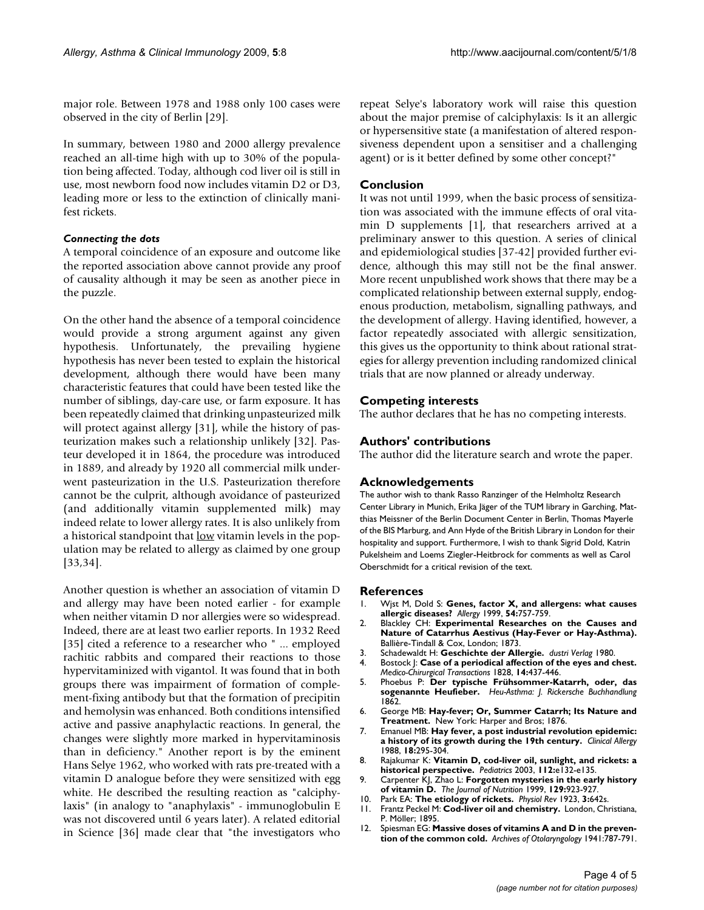major role. Between 1978 and 1988 only 100 cases were observed in the city of Berlin [29].

In summary, between 1980 and 2000 allergy prevalence reached an all-time high with up to 30% of the population being affected. Today, although cod liver oil is still in use, most newborn food now includes vitamin D2 or D3, leading more or less to the extinction of clinically manifest rickets.

#### *Connecting the dots*

A temporal coincidence of an exposure and outcome like the reported association above cannot provide any proof of causality although it may be seen as another piece in the puzzle.

On the other hand the absence of a temporal coincidence would provide a strong argument against any given hypothesis. Unfortunately, the prevailing hygiene hypothesis has never been tested to explain the historical development, although there would have been many characteristic features that could have been tested like the number of siblings, day-care use, or farm exposure. It has been repeatedly claimed that drinking unpasteurized milk will protect against allergy [31], while the history of pasteurization makes such a relationship unlikely [32]. Pasteur developed it in 1864, the procedure was introduced in 1889, and already by 1920 all commercial milk underwent pasteurization in the U.S. Pasteurization therefore cannot be the culprit, although avoidance of pasteurized (and additionally vitamin supplemented milk) may indeed relate to lower allergy rates. It is also unlikely from a historical standpoint that low vitamin levels in the population may be related to allergy as claimed by one group [33,34].

Another question is whether an association of vitamin D and allergy may have been noted earlier - for example when neither vitamin D nor allergies were so widespread. Indeed, there are at least two earlier reports. In 1932 Reed [35] cited a reference to a researcher who " ... employed rachitic rabbits and compared their reactions to those hypervitaminized with vigantol. It was found that in both groups there was impairment of formation of complement-fixing antibody but that the formation of precipitin and hemolysin was enhanced. Both conditions intensified active and passive anaphylactic reactions. In general, the changes were slightly more marked in hypervitaminosis than in deficiency." Another report is by the eminent Hans Selye 1962, who worked with rats pre-treated with a vitamin D analogue before they were sensitized with egg white. He described the resulting reaction as "calciphylaxis" (in analogy to "anaphylaxis" - immunoglobulin E was not discovered until 6 years later). A related editorial in Science [36] made clear that "the investigators who repeat Selye's laboratory work will raise this question about the major premise of calciphylaxis: Is it an allergic or hypersensitive state (a manifestation of altered responsiveness dependent upon a sensitiser and a challenging agent) or is it better defined by some other concept?"

## Conclusion

It was not until 1999, when the basic process of sensitization was associated with the immune effects of oral vitamin D supplements [1], that researchers arrived at a preliminary answer to this question. A series of clinical and epidemiological studies [37-42] provided further evidence, although this may still not be the final answer. More recent unpublished work shows that there may be a complicated relationship between external supply, endogenous production, metabolism, signalling pathways, and the development of allergy. Having identified, however, a factor repeatedly associated with allergic sensitization, this gives us the opportunity to think about rational strategies for allergy prevention including randomized clinical trials that are now planned or already underway.

## Competing interests

The author declares that he has no competing interests.

## Authors' contributions

The author did the literature search and wrote the paper.

## Acknowledgements

The author wish to thank Rasso Ranzinger of the Helmholtz Research Center Library in Munich, Erika Jäger of the TUM library in Garching, Matthias Meissner of the Berlin Document Center in Berlin, Thomas Mayerle of the BIS Marburg, and Ann Hyde of the British Library in London for their hospitality and support. Furthermore, I wish to thank Sigrid Dold, Katrin Pukelsheim and Loems Ziegler-Heitbrock for comments as well as Carol Oberschmidt for a critical revision of the text.

## References

1. Wjst M, Dold S: **Genes, factor X, and allergens: what causes allergic diseases?** *Allergy* 1999, **54:**757-759.
2. Blackley CH: **Experimental Researches on the Causes and Nature of Catarrhus Aestivus (Hay-Fever or Hay-Asthma).** Ballière-Tindall & Cox, London; 1873.
3. Schadewaldt H: **Geschichte der Allergie.** *dustri Verlag* 1980.
4. Bostock J: **Case of a periodical affection of the eyes and chest.** *Medico-Chirurgical Transactions* 1828, **14:**437-446.
5. Phoebus P: **Der typische Frühsommer-Katarrh, oder, das sogenannte Heufieber.** *Heu-Asthma: J. Rickersche Buchhandlung* 1862.
6. George MB: **Hay-fever; Or, Summer Catarrh; Its Nature and Treatment.** New York: Harper and Bros; 1876.
7. Emanuel MB: **Hay fever, a post industrial revolution epidemic: a history of its growth during the 19th century.** *Clinical Allergy* 1988, **18:**295-304.
8. Rajakumar K: **Vitamin D, cod-liver oil, sunlight, and rickets: a historical perspective.** *Pediatrics* 2003, **112:**e132-e135.
9. Carpenter KJ, Zhao L: **Forgotten mysteries in the early history of vitamin D.** *The Journal of Nutrition* 1999, **129:**923-927.
10. Park EA: **The etiology of rickets.** *Physiol Rev* 1923, **3:**642s.
11. Frantz Peckel M: **Cod-liver oil and chemistry.** London, Christiana, P. Möller; 1895.
12. Spiesman EG: **Massive doses of vitamins A and D in the prevention of the common cold.** *Archives of Otolaryngology* 1941:787-791.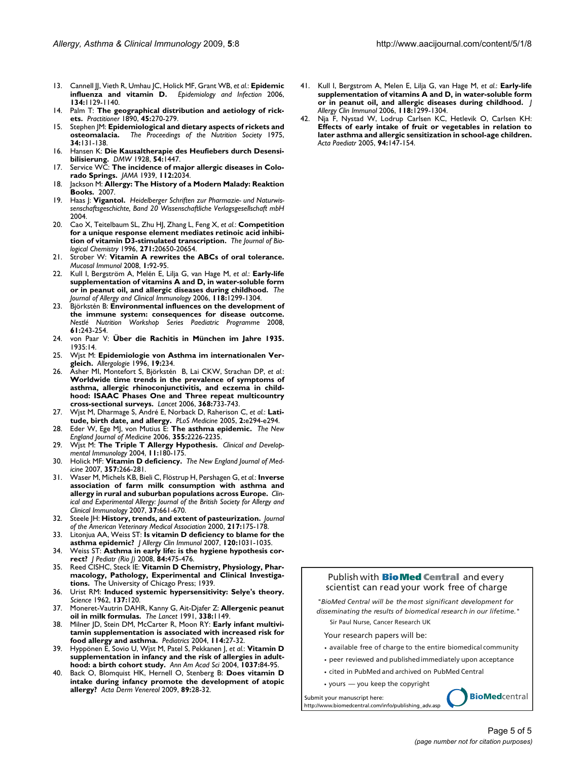13. Cannell JJ, Vieth R, Umhau JC, Holick MF, Grant WB, *et al.*: **Epidemic influenza and vitamin D.** *Epidemiology and Infection* 2006, **134:**1129-1140.
14. Palm T: **The geographical distribution and aetiology of rickets.** *Practitioner* 1890, **45:**270-279.
15. Stephen JM: **Epidemiological and dietary aspects of rickets and osteomalacia.** *The Proceedings of the Nutrition Society* 1975, **34:**131-138.
16. Hansen K: **Die Kausaltherapie des Heufiebers durch Desensibilisierung.** *DMW* 1928, **54:**1447.
17. Service WC: **The incidence of major allergic diseases in Colorado Springs.** *JAMA* 1939, **112:**2034.
18. Jackson M: **Allergy: The History of a Modern Malady: Reaktion Books.** 2007.
19. Haas J: **Vigantol.** *Heidelberger Schriften zur Pharmazie- und Naturwissenschaftsgeschichte, Band 20 Wissenschaftliche Verlagsgesellschaft mbH* 2004.
20. Cao X, Teitelbaum SL, Zhu HJ, Zhang L, Feng X, *et al.*: **Competition for a unique response element mediates retinoic acid inhibition of vitamin D3-stimulated transcription.** *The Journal of Biological Chemistry* 1996, **271:**20650-20654.
21. Strober W: **Vitamin A rewrites the ABCs of oral tolerance.** *Mucosal Immunol* 2008, **1:**92-95.
22. Kull I, Bergström A, Melén E, Lilja G, van Hage M, *et al.*: **Early-life supplementation of vitamins A and D, in water-soluble form or in peanut oil, and allergic diseases during childhood.** *The Journal of Allergy and Clinical Immunology* 2006, **118:**1299-1304.
23. Björkstén B: **Environmental influences on the development of the immune system: consequences for disease outcome.** *Nestlé Nutrition Workshop Series Paediatric Programme* 2008, **61:**243-254.
24. von Paar V: **Über die Rachitis in München im Jahre 1935.** 1935:14.
25. Wjst M: **Epidemiologie von Asthma im internationalen Vergleich.** *Allergologie* 1996, **19:**234.
26. Asher MI, Montefort S, Björkstén B, Lai CKW, Strachan DP, *et al.*: **Worldwide time trends in the prevalence of symptoms of asthma, allergic rhinoconjunctivitis, and eczema in childhood: ISAAC Phases One and Three repeat multicountry cross-sectional surveys.** *Lancet* 2006, **368:**733-743.
27. Wjst M, Dharmage S, André E, Norback D, Raherison C, *et al.*: **Latitude, birth date, and allergy.** *PLoS Medicine* 2005, **2:**e294-e294.
28. Eder W, Ege MJ, von Mutius E: **The asthma epidemic.** *The New England Journal of Medicine* 2006, **355:**2226-2235.
29. Wjst M: **The Triple T Allergy Hypothesis.** *Clinical and Developmental Immunology* 2004, **11:**180-175.
30. Holick MF: **Vitamin D deficiency.** *The New England Journal of Medicine* 2007, **357:**266-281.
31. Waser M, Michels KB, Bieli C, Flöstrup H, Pershagen G, *et al.*: **Inverse association of farm milk consumption with asthma and allergy in rural and suburban populations across Europe.** *Clinical and Experimental Allergy: Journal of the British Society for Allergy and Clinical Immunology* 2007, **37:**661-670.
32. Steele JH: **History, trends, and extent of pasteurization.** *Journal of the American Veterinary Medical Association* 2000, **217:**175-178.
33. Litonjua AA, Weiss ST: **Is vitamin D deficiency to blame for the asthma epidemic?** *J Allergy Clin Immunol* 2007, **120:**1031-1035.
34. Weiss ST: **Asthma in early life: is the hygiene hypothesis correct?** *J Pediatr (Rio J)* 2008, **84:**475-476.
35. Reed CISHC, Steck IE: **Vitamin D Chemistry, Physiology, Pharmacology, Pathology, Experimental and Clinical Investigations.** The University of Chicago Press; 1939.
36. Urist RM: **Induced systemic hypersensitivity: Selye's theory.** *Science* 1962, **137:**120.
37. Moneret-Vautrin DAHR, Kanny G, Ait-Djafer Z: **Allergenic peanut oil in milk formulas.** *The Lancet* 1991, **338:**1149.
38. Milner JD, Stein DM, McCarter R, Moon RY: **Early infant multivitamin supplementation is associated with increased risk for food allergy and asthma.** *Pediatrics* 2004, **114:**27-32.
39. Hyppönen E, Sovio U, Wjst M, Patel S, Pekkanen J, *et al.*: **Vitamin D supplementation in infancy and the risk of allergies in adulthood: a birth cohort study.** *Ann Am Acad Sci* 2004, **1037:**84-95.
40. Back O, Blomquist HK, Hernell O, Stenberg B: **Does vitamin D intake during infancy promote the development of atopic allergy?** *Acta Derm Venereol* 2009, **89:**28-32.
41. Kull I, Bergstrom A, Melen E, Lilja G, van Hage M, *et al.*: **Early-life supplementation of vitamins A and D, in water-soluble form or in peanut oil, and allergic diseases during childhood.** *J Allergy Clin Immunol* 2006, **118:**1299-1304.
42. Nja F, Nystad W, Lodrup Carlsen KC, Hetlevik O, Carlsen KH: **Effects of early intake of fruit or vegetables in relation to later asthma and allergic sensitization in school-age children.** *Acta Paediatr* 2005, **94:**147-154.

Publish with **BioMed Central** and every scientist can read your work free of charge

*"BioMed Central will be the most significant development for disseminating the results of biomedical research in our lifetime."*
Sir Paul Nurse, Cancer Research UK

Your research papers will be:

- available free of charge to the entire biomedical community
- peer reviewed and published immediately upon acceptance
- cited in PubMed and archived on PubMed Central
- yours — you keep the copyright

Submit your manuscript here:
http://www.biomedcentral.com/info/publishing_adv.asp

BioMedcentral